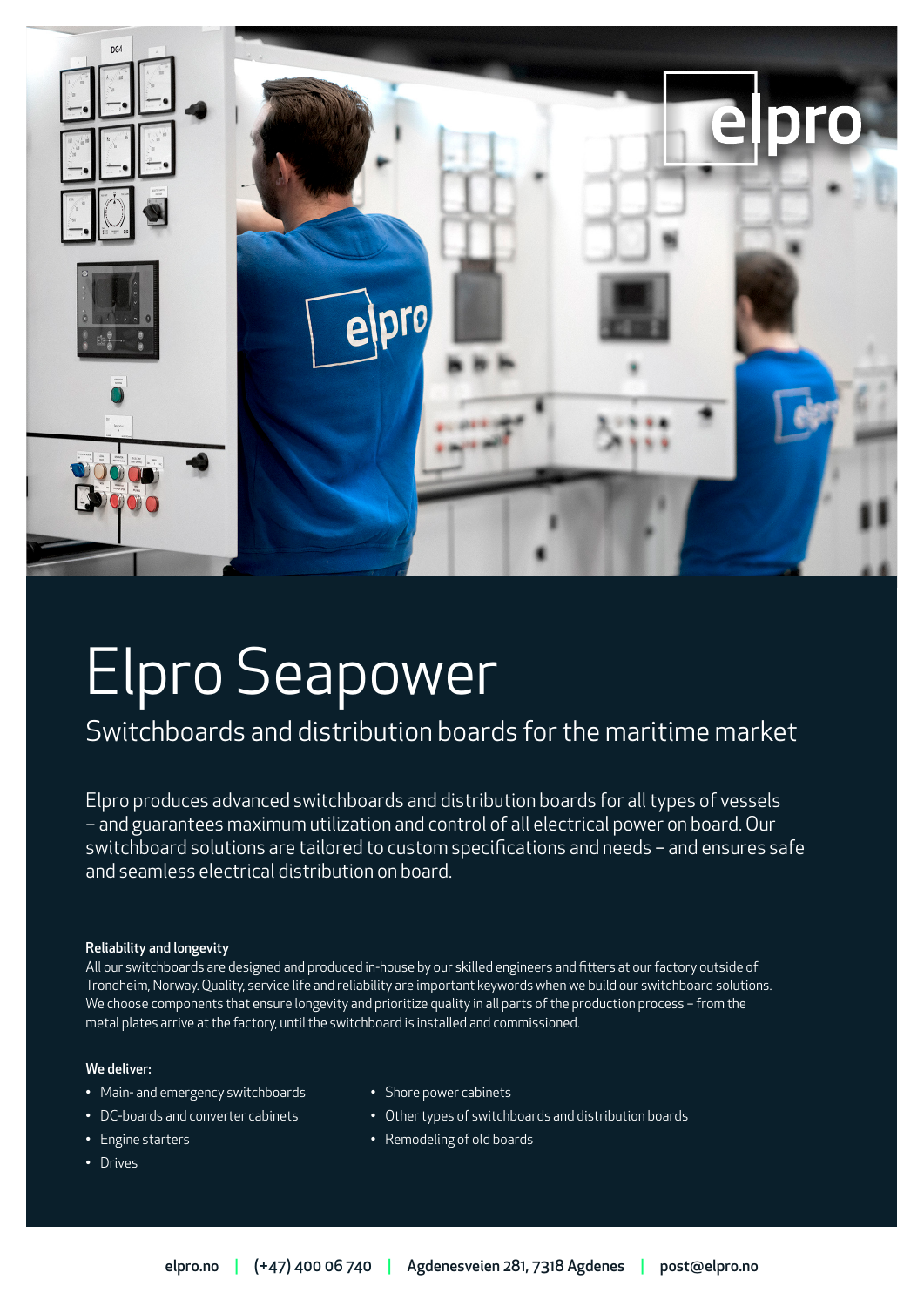# Elpro Seapower

## Switchboards and distribution boards for the maritime market

Elpro produces advanced switchboards and distribution boards for all types of vessels – and guarantees maximum utilization and control of all electrical power on board. Our switchboard solutions are tailored to custom specifications and needs – and ensures safe and seamless electrical distribution on board.

**Reliability and longevity**

All our switchboards are designed and produced in-house by our skilled engineers and fitters at our factory outside of Trondheim, Norway. Quality, service life and reliability are important keywords when we build our switchboard solutions. We choose components that ensure longevity and prioritize quality in all parts of the production process – from the metal plates arrive at the factory, until the switchboard is installed and commissioned.

**We deliver:**

- Main- and emergency switchboards
- DC-boards and converter cabinets
- Engine starters
- Drives
- Shore power cabinets
- Other types of switchboards and distribution boards
- Remodeling of old boards

elpro.no | (+47) 400 06 740 | Agdenesveien 281, 7318 Agdenes | post@elpro.no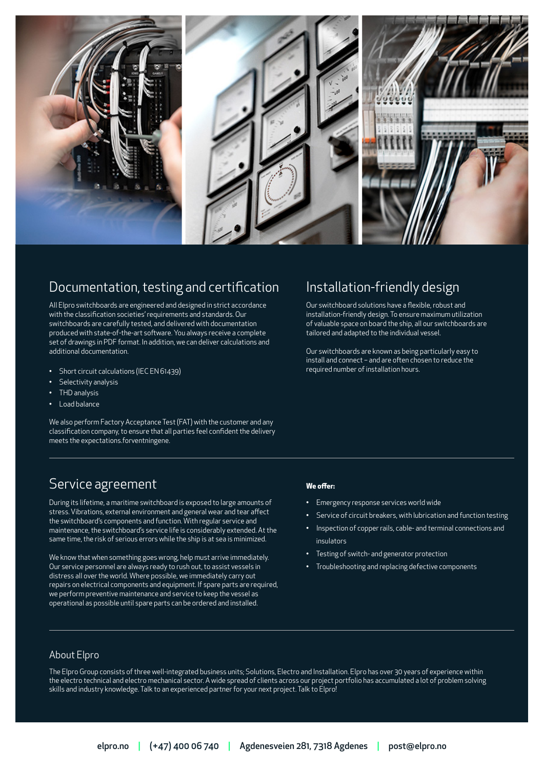## Documentation, testing and certification

All Elpro switchboards are engineered and designed in strict accordance with the classification societies' requirements and standards. Our switchboards are carefully tested, and delivered with documentation produced with state-of-the-art software. You always receive a complete set of drawings in PDF format. In addition, we can deliver calculations and additional documentation.

- Short circuit calculations (IEC EN 61439)
- Selectivity analysis
- THD analysis
- Load balance

We also perform Factory Acceptance Test (FAT) with the customer and any classification company, to ensure that all parties feel confident the delivery meets the expectations.forventningene.

## Installation-friendly design

Our switchboard solutions have a flexible, robust and installation-friendly design. To ensure maximum utilization of valuable space on board the ship, all our switchboards are tailored and adapted to the individual vessel.

Our switchboards are known as being particularly easy to install and connect – and are often chosen to reduce the required number of installation hours.

## Service agreement

During its lifetime, a maritime switchboard is exposed to large amounts of stress. Vibrations, external environment and general wear and tear affect the switchboard's components and function. With regular service and maintenance, the switchboard's service life is considerably extended. At the same time, the risk of serious errors while the ship is at sea is minimized.

We know that when something goes wrong, help must arrive immediately. Our service personnel are always ready to rush out, to assist vessels in distress all over the world. Where possible, we immediately carry out repairs on electrical components and equipment. If spare parts are required, we perform preventive maintenance and service to keep the vessel as operational as possible until spare parts can be ordered and installed.

**We offer:**

- Emergency response services world wide
- Service of circuit breakers, with lubrication and function testing
- Inspection of copper rails, cable- and terminal connections and insulators
- Testing of switch- and generator protection
- Troubleshooting and replacing defective components

## About Elpro

The Elpro Group consists of three well-integrated business units; Solutions, Electro and Installation. Elpro has over 30 years of experience within the electro technical and electro mechanical sector. A wide spread of clients across our project portfolio has accumulated a lot of problem solving skills and industry knowledge. Talk to an experienced partner for your next project. Talk to Elpro!

elpro.no | (+47) 400 06 740 | Agdenesveien 281, 7318 Agdenes | post@elpro.no